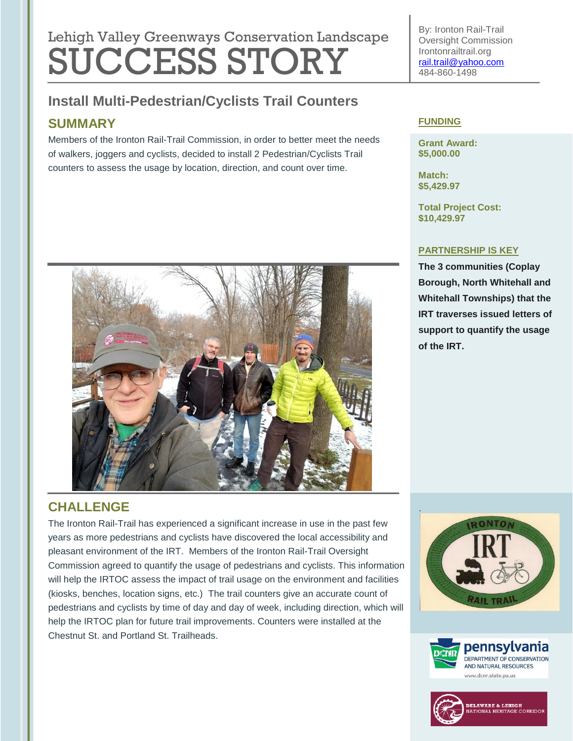# Lehigh Valley Greenways Conservation Landscape SUCCESS STORY

By: Ironton Rail-Trail Oversight Commission
Irontonrailtrail.org
rail.trail@yahoo.com
484-860-1498

## Install Multi-Pedestrian/Cyclists Trail Counters

### SUMMARY

Members of the Ironton Rail-Trail Commission, in order to better meet the needs of walkers, joggers and cyclists, decided to install 2 Pedestrian/Cyclists Trail counters to assess the usage by location, direction, and count over time.

### CHALLENGE

The Ironton Rail-Trail has experienced a significant increase in use in the past few years as more pedestrians and cyclists have discovered the local accessibility and pleasant environment of the IRT. Members of the Ironton Rail-Trail Oversight Commission agreed to quantify the usage of pedestrians and cyclists. This information will help the IRTOC assess the impact of trail usage on the environment and facilities (kiosks, benches, location signs, etc.) The trail counters give an accurate count of pedestrians and cyclists by time of day and day of week, including direction, which will help the IRTOC plan for future trail improvements. Counters were installed at the Chestnut St. and Portland St. Trailheads.

### FUNDING

**Grant Award:**
**$5,000.00**

**Match:**
**$5,429.97**

**Total Project Cost:**
**$10,429.97**

### PARTNERSHIP IS KEY

**The 3 communities (Coplay Borough, North Whitehall and Whitehall Townships) that the IRT traverses issued letters of support to quantify the usage of the IRT.**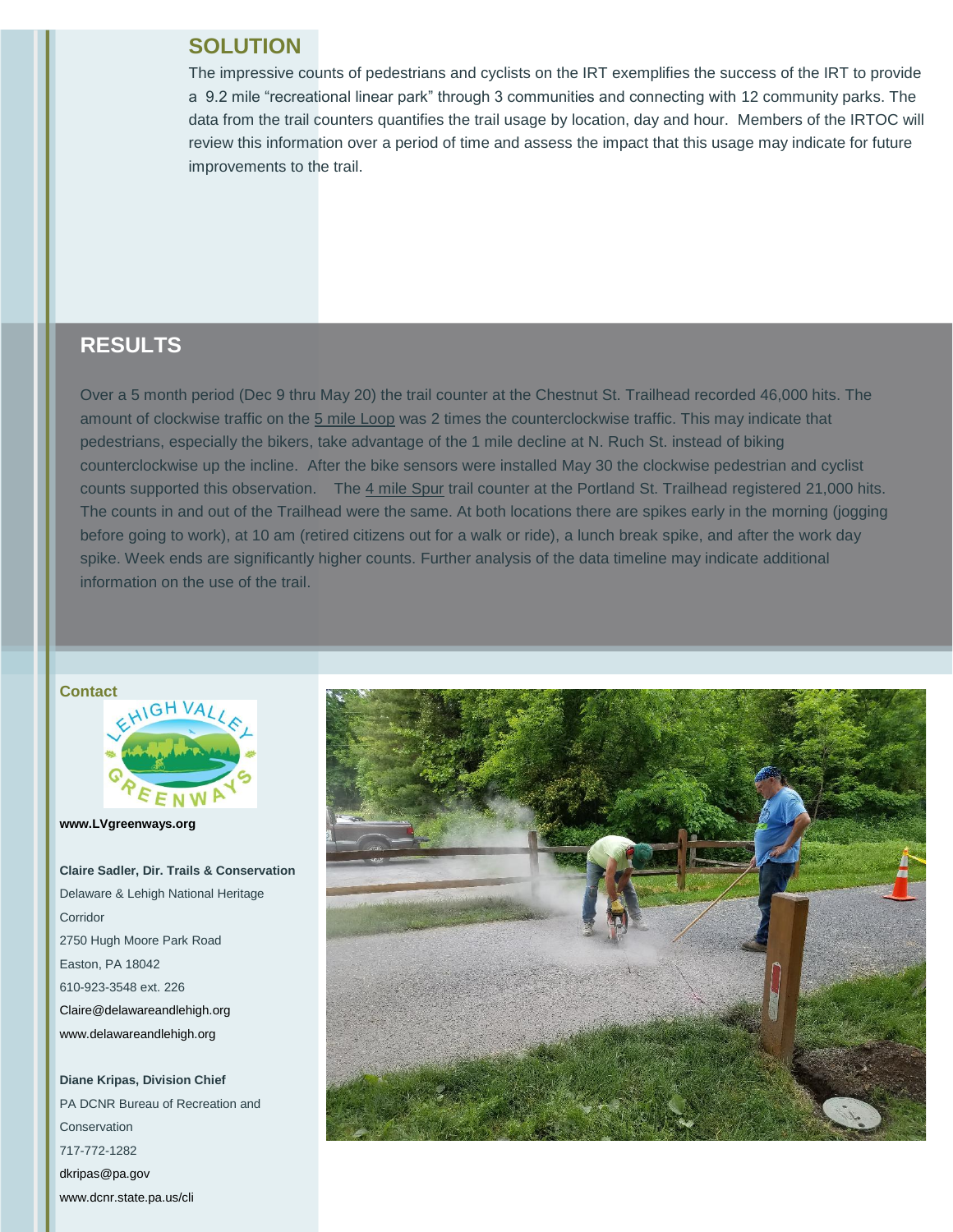## SOLUTION

The impressive counts of pedestrians and cyclists on the IRT exemplifies the success of the IRT to provide a 9.2 mile "recreational linear park" through 3 communities and connecting with 12 community parks. The data from the trail counters quantifies the trail usage by location, day and hour. Members of the IRTOC will review this information over a period of time and assess the impact that this usage may indicate for future improvements to the trail.

## RESULTS

Over a 5 month period (Dec 9 thru May 20) the trail counter at the Chestnut St. Trailhead recorded 46,000 hits. The amount of clockwise traffic on the 5 mile Loop was 2 times the counterclockwise traffic. This may indicate that pedestrians, especially the bikers, take advantage of the 1 mile decline at N. Ruch St. instead of biking counterclockwise up the incline. After the bike sensors were installed May 30 the clockwise pedestrian and cyclist counts supported this observation. The 4 mile Spur trail counter at the Portland St. Trailhead registered 21,000 hits. The counts in and out of the Trailhead were the same. At both locations there are spikes early in the morning (jogging before going to work), at 10 am (retired citizens out for a walk or ride), a lunch break spike, and after the work day spike. Week ends are significantly higher counts. Further analysis of the data timeline may indicate additional information on the use of the trail.

### Contact

LEHIGH VALLEY GREENWAYS

**www.LVgreenways.org**

**Claire Sadler, Dir. Trails & Conservation**
Delaware & Lehigh National Heritage Corridor
2750 Hugh Moore Park Road
Easton, PA 18042
610-923-3548 ext. 226
Claire@delawareandlehigh.org
www.delawareandlehigh.org

**Diane Kripas, Division Chief**
PA DCNR Bureau of Recreation and Conservation
717-772-1282
dkripas@pa.gov
www.dcnr.state.pa.us/cli